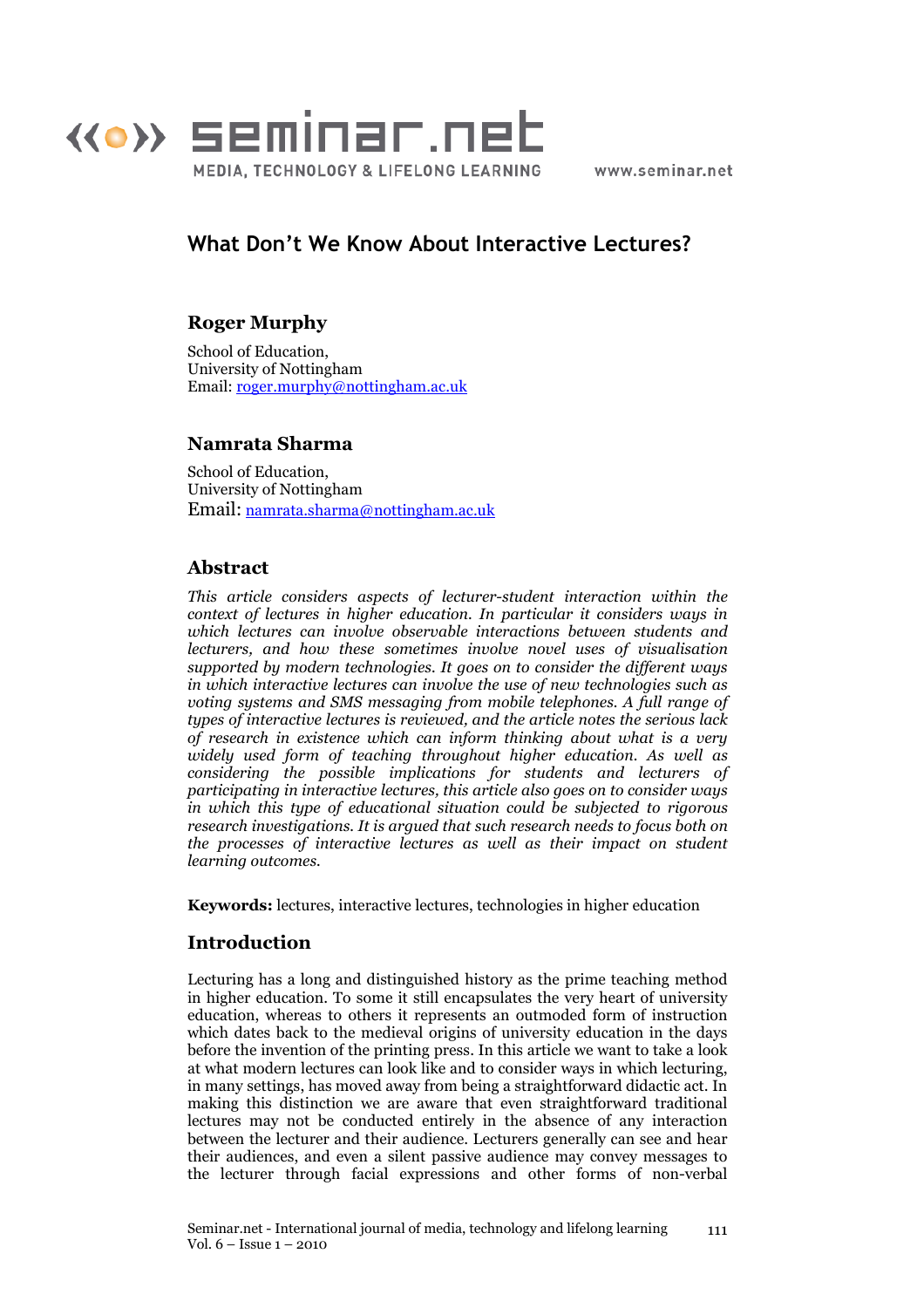# What Don't We Know About Interactive Lectures?

### Roger Murphy

School of Education,
University of Nottingham
Email: roger.murphy@nottingham.ac.uk

### Namrata Sharma

School of Education,
University of Nottingham
Email: namrata.sharma@nottingham.ac.uk

## Abstract

*This article considers aspects of lecturer-student interaction within the context of lectures in higher education. In particular it considers ways in which lectures can involve observable interactions between students and lecturers, and how these sometimes involve novel uses of visualisation supported by modern technologies. It goes on to consider the different ways in which interactive lectures can involve the use of new technologies such as voting systems and SMS messaging from mobile telephones. A full range of types of interactive lectures is reviewed, and the article notes the serious lack of research in existence which can inform thinking about what is a very widely used form of teaching throughout higher education. As well as considering the possible implications for students and lecturers of participating in interactive lectures, this article also goes on to consider ways in which this type of educational situation could be subjected to rigorous research investigations. It is argued that such research needs to focus both on the processes of interactive lectures as well as their impact on student learning outcomes.*

**Keywords:** lectures, interactive lectures, technologies in higher education

## Introduction

Lecturing has a long and distinguished history as the prime teaching method in higher education. To some it still encapsulates the very heart of university education, whereas to others it represents an outmoded form of instruction which dates back to the medieval origins of university education in the days before the invention of the printing press. In this article we want to take a look at what modern lectures can look like and to consider ways in which lecturing, in many settings, has moved away from being a straightforward didactic act. In making this distinction we are aware that even straightforward traditional lectures may not be conducted entirely in the absence of any interaction between the lecturer and their audience. Lecturers generally can see and hear their audiences, and even a silent passive audience may convey messages to the lecturer through facial expressions and other forms of non-verbal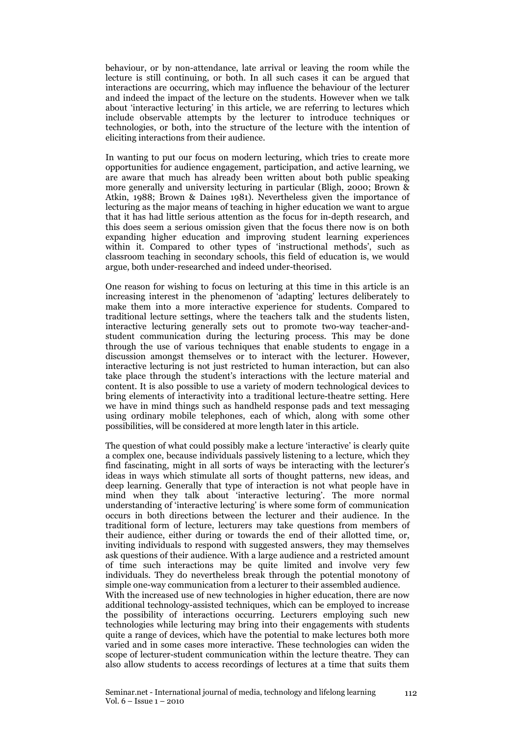behaviour, or by non-attendance, late arrival or leaving the room while the lecture is still continuing, or both. In all such cases it can be argued that interactions are occurring, which may influence the behaviour of the lecturer and indeed the impact of the lecture on the students. However when we talk about 'interactive lecturing' in this article, we are referring to lectures which include observable attempts by the lecturer to introduce techniques or technologies, or both, into the structure of the lecture with the intention of eliciting interactions from their audience.

In wanting to put our focus on modern lecturing, which tries to create more opportunities for audience engagement, participation, and active learning, we are aware that much has already been written about both public speaking more generally and university lecturing in particular (Bligh, 2000; Brown & Atkin, 1988; Brown & Daines 1981). Nevertheless given the importance of lecturing as the major means of teaching in higher education we want to argue that it has had little serious attention as the focus for in-depth research, and this does seem a serious omission given that the focus there now is on both expanding higher education and improving student learning experiences within it. Compared to other types of 'instructional methods', such as classroom teaching in secondary schools, this field of education is, we would argue, both under-researched and indeed under-theorised.

One reason for wishing to focus on lecturing at this time in this article is an increasing interest in the phenomenon of 'adapting' lectures deliberately to make them into a more interactive experience for students. Compared to traditional lecture settings, where the teachers talk and the students listen, interactive lecturing generally sets out to promote two-way teacher-and-student communication during the lecturing process. This may be done through the use of various techniques that enable students to engage in a discussion amongst themselves or to interact with the lecturer. However, interactive lecturing is not just restricted to human interaction, but can also take place through the student's interactions with the lecture material and content. It is also possible to use a variety of modern technological devices to bring elements of interactivity into a traditional lecture-theatre setting. Here we have in mind things such as handheld response pads and text messaging using ordinary mobile telephones, each of which, along with some other possibilities, will be considered at more length later in this article.

The question of what could possibly make a lecture 'interactive' is clearly quite a complex one, because individuals passively listening to a lecture, which they find fascinating, might in all sorts of ways be interacting with the lecturer's ideas in ways which stimulate all sorts of thought patterns, new ideas, and deep learning. Generally that type of interaction is not what people have in mind when they talk about 'interactive lecturing'. The more normal understanding of 'interactive lecturing' is where some form of communication occurs in both directions between the lecturer and their audience. In the traditional form of lecture, lecturers may take questions from members of their audience, either during or towards the end of their allotted time, or, inviting individuals to respond with suggested answers, they may themselves ask questions of their audience. With a large audience and a restricted amount of time such interactions may be quite limited and involve very few individuals. They do nevertheless break through the potential monotony of simple one-way communication from a lecturer to their assembled audience.

With the increased use of new technologies in higher education, there are now additional technology-assisted techniques, which can be employed to increase the possibility of interactions occurring. Lecturers employing such new technologies while lecturing may bring into their engagements with students quite a range of devices, which have the potential to make lectures both more varied and in some cases more interactive. These technologies can widen the scope of lecturer-student communication within the lecture theatre. They can also allow students to access recordings of lectures at a time that suits them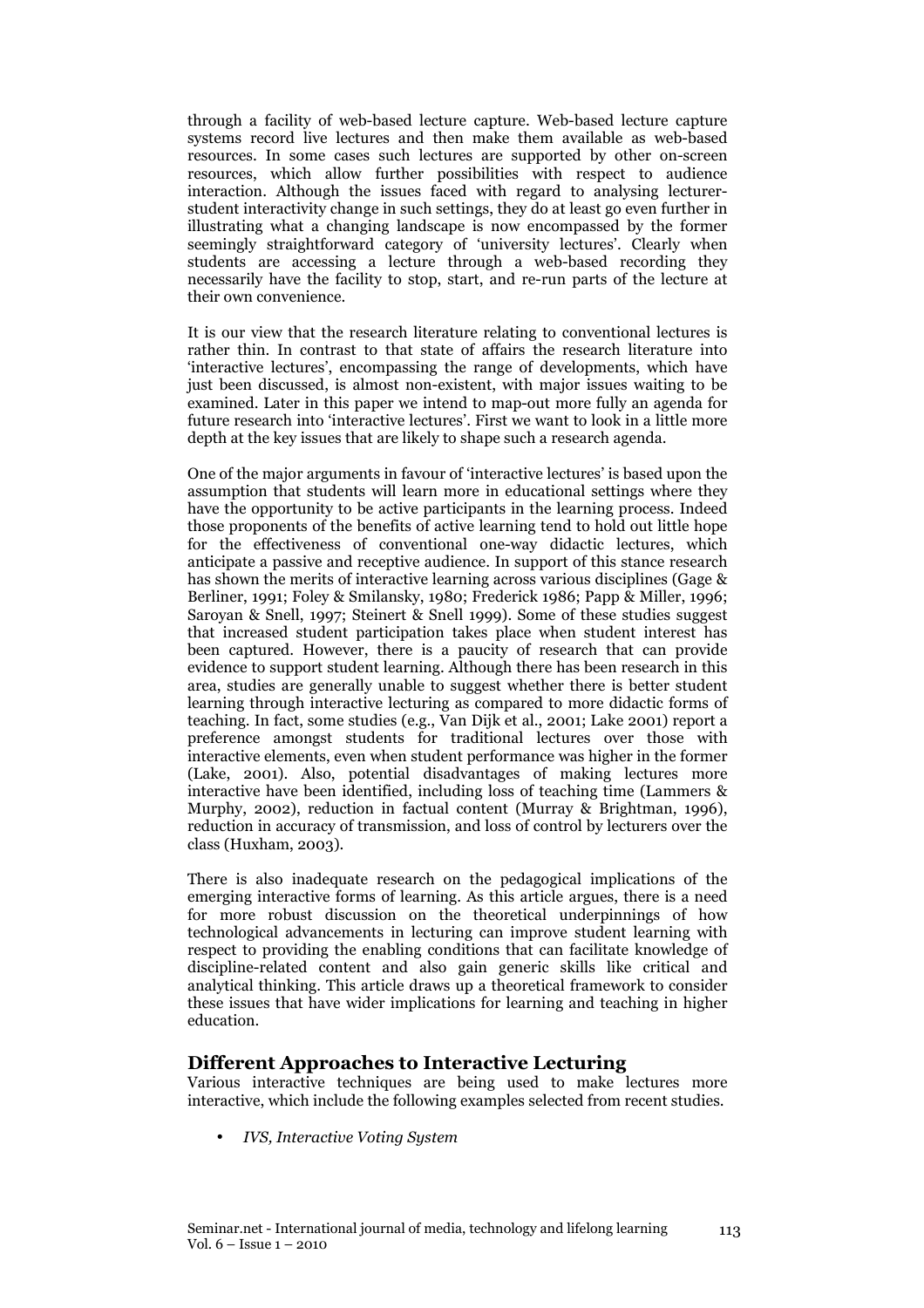through a facility of web-based lecture capture. Web-based lecture capture systems record live lectures and then make them available as web-based resources. In some cases such lectures are supported by other on-screen resources, which allow further possibilities with respect to audience interaction. Although the issues faced with regard to analysing lecturer-student interactivity change in such settings, they do at least go even further in illustrating what a changing landscape is now encompassed by the former seemingly straightforward category of 'university lectures'. Clearly when students are accessing a lecture through a web-based recording they necessarily have the facility to stop, start, and re-run parts of the lecture at their own convenience.

It is our view that the research literature relating to conventional lectures is rather thin. In contrast to that state of affairs the research literature into 'interactive lectures', encompassing the range of developments, which have just been discussed, is almost non-existent, with major issues waiting to be examined. Later in this paper we intend to map-out more fully an agenda for future research into 'interactive lectures'. First we want to look in a little more depth at the key issues that are likely to shape such a research agenda.

One of the major arguments in favour of 'interactive lectures' is based upon the assumption that students will learn more in educational settings where they have the opportunity to be active participants in the learning process. Indeed those proponents of the benefits of active learning tend to hold out little hope for the effectiveness of conventional one-way didactic lectures, which anticipate a passive and receptive audience. In support of this stance research has shown the merits of interactive learning across various disciplines (Gage & Berliner, 1991; Foley & Smilansky, 1980; Frederick 1986; Papp & Miller, 1996; Saroyan & Snell, 1997; Steinert & Snell 1999). Some of these studies suggest that increased student participation takes place when student interest has been captured. However, there is a paucity of research that can provide evidence to support student learning. Although there has been research in this area, studies are generally unable to suggest whether there is better student learning through interactive lecturing as compared to more didactic forms of teaching. In fact, some studies (e.g., Van Dijk et al., 2001; Lake 2001) report a preference amongst students for traditional lectures over those with interactive elements, even when student performance was higher in the former (Lake, 2001). Also, potential disadvantages of making lectures more interactive have been identified, including loss of teaching time (Lammers & Murphy, 2002), reduction in factual content (Murray & Brightman, 1996), reduction in accuracy of transmission, and loss of control by lecturers over the class (Huxham, 2003).

There is also inadequate research on the pedagogical implications of the emerging interactive forms of learning. As this article argues, there is a need for more robust discussion on the theoretical underpinnings of how technological advancements in lecturing can improve student learning with respect to providing the enabling conditions that can facilitate knowledge of discipline-related content and also gain generic skills like critical and analytical thinking. This article draws up a theoretical framework to consider these issues that have wider implications for learning and teaching in higher education.

## Different Approaches to Interactive Lecturing

Various interactive techniques are being used to make lectures more interactive, which include the following examples selected from recent studies.

- *IVS, Interactive Voting System*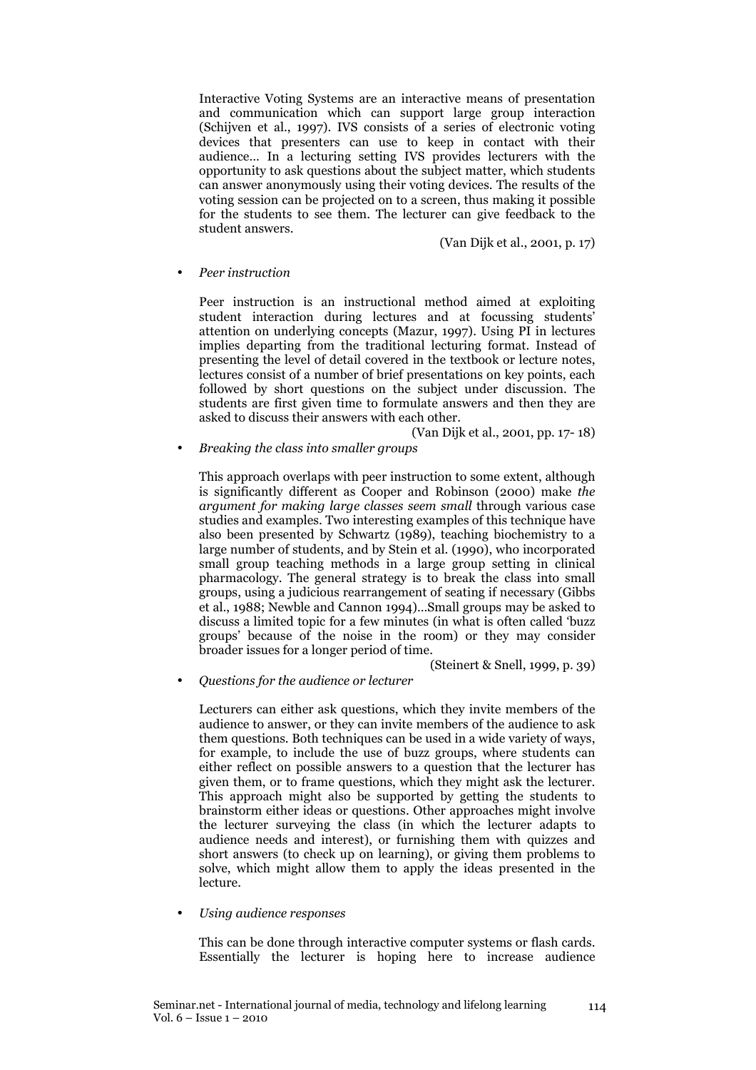Interactive Voting Systems are an interactive means of presentation and communication which can support large group interaction (Schijven et al., 1997). IVS consists of a series of electronic voting devices that presenters can use to keep in contact with their audience… In a lecturing setting IVS provides lecturers with the opportunity to ask questions about the subject matter, which students can answer anonymously using their voting devices. The results of the voting session can be projected on to a screen, thus making it possible for the students to see them. The lecturer can give feedback to the student answers.

(Van Dijk et al., 2001, p. 17)

- *Peer instruction*

  Peer instruction is an instructional method aimed at exploiting student interaction during lectures and at focussing students' attention on underlying concepts (Mazur, 1997). Using PI in lectures implies departing from the traditional lecturing format. Instead of presenting the level of detail covered in the textbook or lecture notes, lectures consist of a number of brief presentations on key points, each followed by short questions on the subject under discussion. The students are first given time to formulate answers and then they are asked to discuss their answers with each other.

  (Van Dijk et al., 2001, pp. 17- 18)

- *Breaking the class into smaller groups*

  This approach overlaps with peer instruction to some extent, although is significantly different as Cooper and Robinson (2000) make *the argument for making large classes seem small* through various case studies and examples. Two interesting examples of this technique have also been presented by Schwartz (1989), teaching biochemistry to a large number of students, and by Stein et al. (1990), who incorporated small group teaching methods in a large group setting in clinical pharmacology. The general strategy is to break the class into small groups, using a judicious rearrangement of seating if necessary (Gibbs et al., 1988; Newble and Cannon 1994)…Small groups may be asked to discuss a limited topic for a few minutes (in what is often called 'buzz groups' because of the noise in the room) or they may consider broader issues for a longer period of time.

  (Steinert & Snell, 1999, p. 39)

- *Questions for the audience or lecturer*

  Lecturers can either ask questions, which they invite members of the audience to answer, or they can invite members of the audience to ask them questions. Both techniques can be used in a wide variety of ways, for example, to include the use of buzz groups, where students can either reflect on possible answers to a question that the lecturer has given them, or to frame questions, which they might ask the lecturer. This approach might also be supported by getting the students to brainstorm either ideas or questions. Other approaches might involve the lecturer surveying the class (in which the lecturer adapts to audience needs and interest), or furnishing them with quizzes and short answers (to check up on learning), or giving them problems to solve, which might allow them to apply the ideas presented in the lecture.

- *Using audience responses*

  This can be done through interactive computer systems or flash cards. Essentially the lecturer is hoping here to increase audience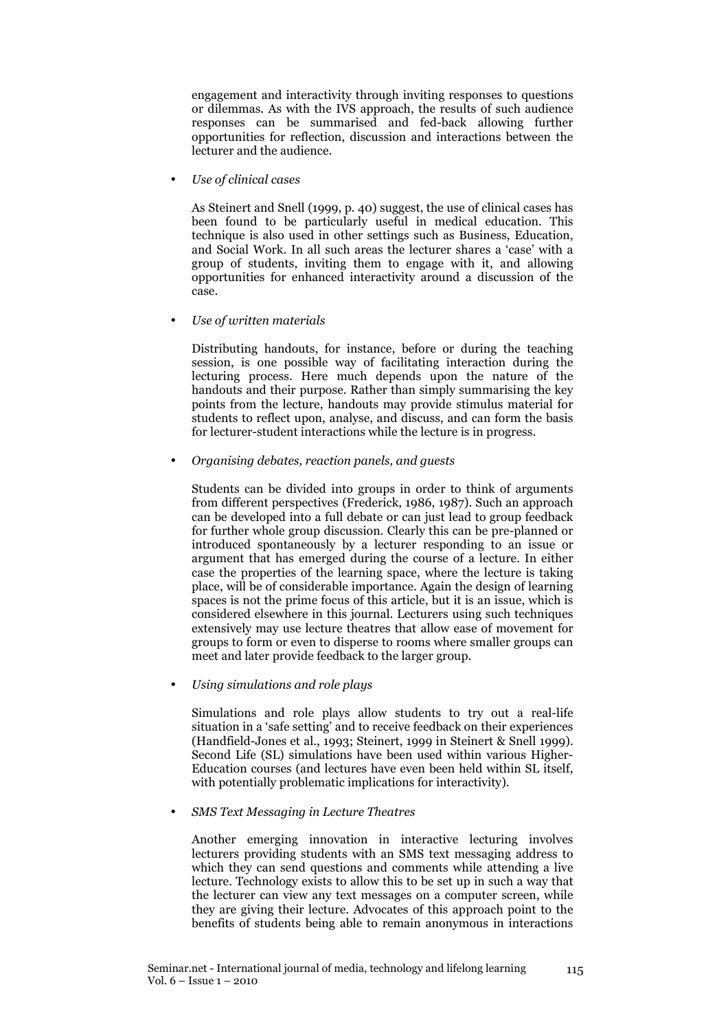engagement and interactivity through inviting responses to questions or dilemmas. As with the IVS approach, the results of such audience responses can be summarised and fed-back allowing further opportunities for reflection, discussion and interactions between the lecturer and the audience.

- *Use of clinical cases*

  As Steinert and Snell (1999, p. 40) suggest, the use of clinical cases has been found to be particularly useful in medical education. This technique is also used in other settings such as Business, Education, and Social Work. In all such areas the lecturer shares a 'case' with a group of students, inviting them to engage with it, and allowing opportunities for enhanced interactivity around a discussion of the case.

- *Use of written materials*

  Distributing handouts, for instance, before or during the teaching session, is one possible way of facilitating interaction during the lecturing process. Here much depends upon the nature of the handouts and their purpose. Rather than simply summarising the key points from the lecture, handouts may provide stimulus material for students to reflect upon, analyse, and discuss, and can form the basis for lecturer-student interactions while the lecture is in progress.

- *Organising debates, reaction panels, and guests*

  Students can be divided into groups in order to think of arguments from different perspectives (Frederick, 1986, 1987). Such an approach can be developed into a full debate or can just lead to group feedback for further whole group discussion. Clearly this can be pre-planned or introduced spontaneously by a lecturer responding to an issue or argument that has emerged during the course of a lecture. In either case the properties of the learning space, where the lecture is taking place, will be of considerable importance. Again the design of learning spaces is not the prime focus of this article, but it is an issue, which is considered elsewhere in this journal. Lecturers using such techniques extensively may use lecture theatres that allow ease of movement for groups to form or even to disperse to rooms where smaller groups can meet and later provide feedback to the larger group.

- *Using simulations and role plays*

  Simulations and role plays allow students to try out a real-life situation in a 'safe setting' and to receive feedback on their experiences (Handfield-Jones et al., 1993; Steinert, 1999 in Steinert & Snell 1999). Second Life (SL) simulations have been used within various Higher-Education courses (and lectures have even been held within SL itself, with potentially problematic implications for interactivity).

- *SMS Text Messaging in Lecture Theatres*

  Another emerging innovation in interactive lecturing involves lecturers providing students with an SMS text messaging address to which they can send questions and comments while attending a live lecture. Technology exists to allow this to be set up in such a way that the lecturer can view any text messages on a computer screen, while they are giving their lecture. Advocates of this approach point to the benefits of students being able to remain anonymous in interactions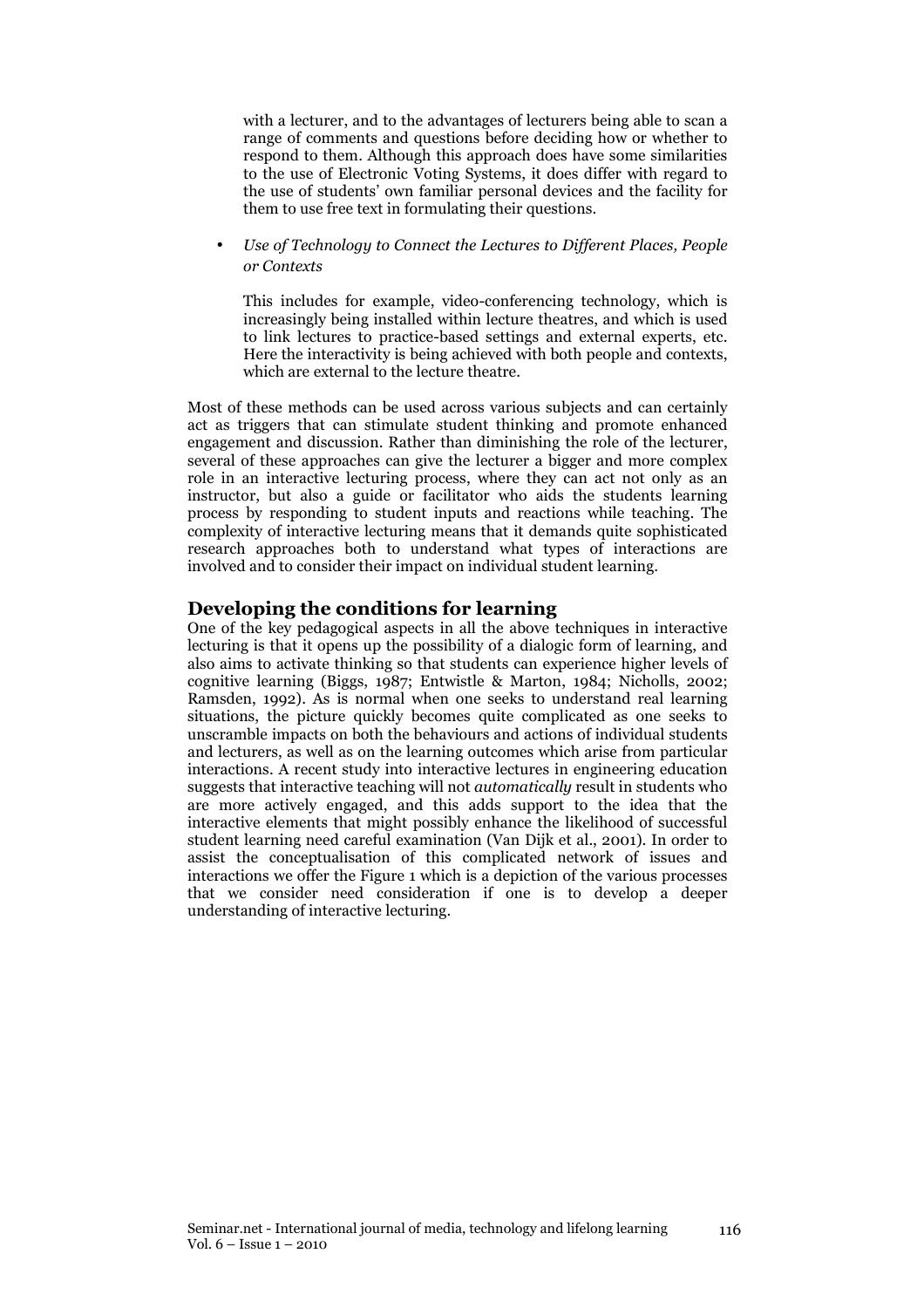with a lecturer, and to the advantages of lecturers being able to scan a range of comments and questions before deciding how or whether to respond to them. Although this approach does have some similarities to the use of Electronic Voting Systems, it does differ with regard to the use of students' own familiar personal devices and the facility for them to use free text in formulating their questions.

- *Use of Technology to Connect the Lectures to Different Places, People or Contexts*

  This includes for example, video-conferencing technology, which is increasingly being installed within lecture theatres, and which is used to link lectures to practice-based settings and external experts, etc. Here the interactivity is being achieved with both people and contexts, which are external to the lecture theatre.

Most of these methods can be used across various subjects and can certainly act as triggers that can stimulate student thinking and promote enhanced engagement and discussion. Rather than diminishing the role of the lecturer, several of these approaches can give the lecturer a bigger and more complex role in an interactive lecturing process, where they can act not only as an instructor, but also a guide or facilitator who aids the students learning process by responding to student inputs and reactions while teaching. The complexity of interactive lecturing means that it demands quite sophisticated research approaches both to understand what types of interactions are involved and to consider their impact on individual student learning.

## Developing the conditions for learning

One of the key pedagogical aspects in all the above techniques in interactive lecturing is that it opens up the possibility of a dialogic form of learning, and also aims to activate thinking so that students can experience higher levels of cognitive learning (Biggs, 1987; Entwistle & Marton, 1984; Nicholls, 2002; Ramsden, 1992). As is normal when one seeks to understand real learning situations, the picture quickly becomes quite complicated as one seeks to unscramble impacts on both the behaviours and actions of individual students and lecturers, as well as on the learning outcomes which arise from particular interactions. A recent study into interactive lectures in engineering education suggests that interactive teaching will not *automatically* result in students who are more actively engaged, and this adds support to the idea that the interactive elements that might possibly enhance the likelihood of successful student learning need careful examination (Van Dijk et al., 2001). In order to assist the conceptualisation of this complicated network of issues and interactions we offer the Figure 1 which is a depiction of the various processes that we consider need consideration if one is to develop a deeper understanding of interactive lecturing.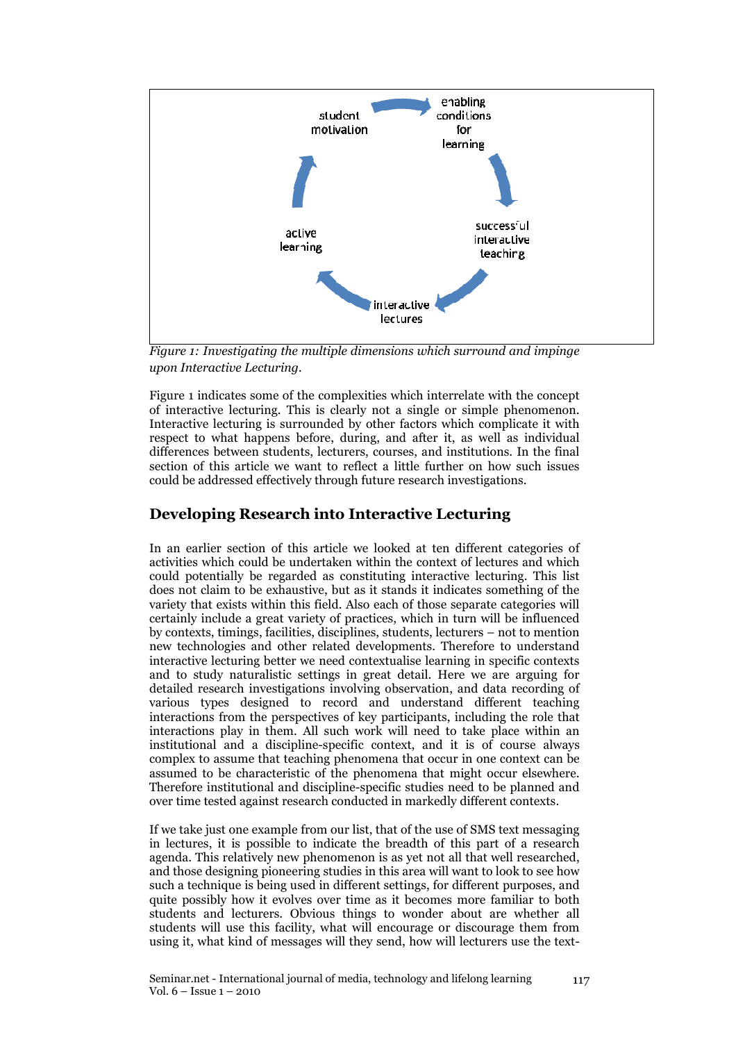*Figure 1: Investigating the multiple dimensions which surround and impinge upon Interactive Lecturing.*

Figure 1 indicates some of the complexities which interrelate with the concept of interactive lecturing. This is clearly not a single or simple phenomenon. Interactive lecturing is surrounded by other factors which complicate it with respect to what happens before, during, and after it, as well as individual differences between students, lecturers, courses, and institutions. In the final section of this article we want to reflect a little further on how such issues could be addressed effectively through future research investigations.

## Developing Research into Interactive Lecturing

In an earlier section of this article we looked at ten different categories of activities which could be undertaken within the context of lectures and which could potentially be regarded as constituting interactive lecturing. This list does not claim to be exhaustive, but as it stands it indicates something of the variety that exists within this field. Also each of those separate categories will certainly include a great variety of practices, which in turn will be influenced by contexts, timings, facilities, disciplines, students, lecturers – not to mention new technologies and other related developments. Therefore to understand interactive lecturing better we need contextualise learning in specific contexts and to study naturalistic settings in great detail. Here we are arguing for detailed research investigations involving observation, and data recording of various types designed to record and understand different teaching interactions from the perspectives of key participants, including the role that interactions play in them. All such work will need to take place within an institutional and a discipline-specific context, and it is of course always complex to assume that teaching phenomena that occur in one context can be assumed to be characteristic of the phenomena that might occur elsewhere. Therefore institutional and discipline-specific studies need to be planned and over time tested against research conducted in markedly different contexts.

If we take just one example from our list, that of the use of SMS text messaging in lectures, it is possible to indicate the breadth of this part of a research agenda. This relatively new phenomenon is as yet not all that well researched, and those designing pioneering studies in this area will want to look to see how such a technique is being used in different settings, for different purposes, and quite possibly how it evolves over time as it becomes more familiar to both students and lecturers. Obvious things to wonder about are whether all students will use this facility, what will encourage or discourage them from using it, what kind of messages will they send, how will lecturers use the text-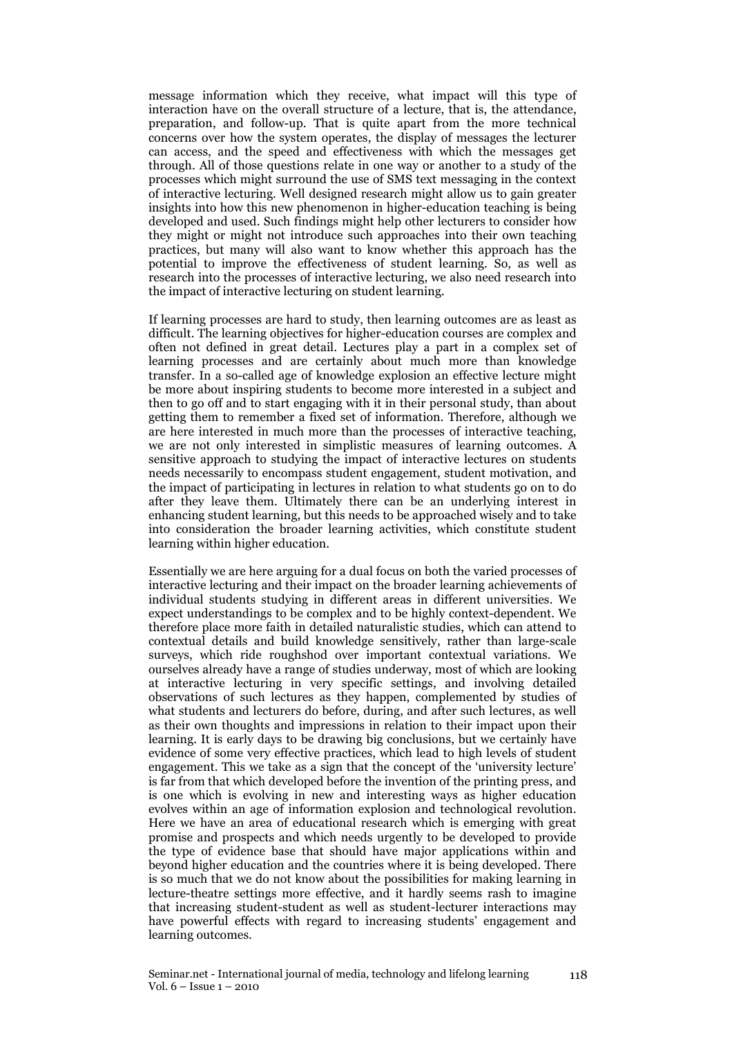message information which they receive, what impact will this type of interaction have on the overall structure of a lecture, that is, the attendance, preparation, and follow-up. That is quite apart from the more technical concerns over how the system operates, the display of messages the lecturer can access, and the speed and effectiveness with which the messages get through. All of those questions relate in one way or another to a study of the processes which might surround the use of SMS text messaging in the context of interactive lecturing. Well designed research might allow us to gain greater insights into how this new phenomenon in higher-education teaching is being developed and used. Such findings might help other lecturers to consider how they might or might not introduce such approaches into their own teaching practices, but many will also want to know whether this approach has the potential to improve the effectiveness of student learning. So, as well as research into the processes of interactive lecturing, we also need research into the impact of interactive lecturing on student learning.

If learning processes are hard to study, then learning outcomes are as least as difficult. The learning objectives for higher-education courses are complex and often not defined in great detail. Lectures play a part in a complex set of learning processes and are certainly about much more than knowledge transfer. In a so-called age of knowledge explosion an effective lecture might be more about inspiring students to become more interested in a subject and then to go off and to start engaging with it in their personal study, than about getting them to remember a fixed set of information. Therefore, although we are here interested in much more than the processes of interactive teaching, we are not only interested in simplistic measures of learning outcomes. A sensitive approach to studying the impact of interactive lectures on students needs necessarily to encompass student engagement, student motivation, and the impact of participating in lectures in relation to what students go on to do after they leave them. Ultimately there can be an underlying interest in enhancing student learning, but this needs to be approached wisely and to take into consideration the broader learning activities, which constitute student learning within higher education.

Essentially we are here arguing for a dual focus on both the varied processes of interactive lecturing and their impact on the broader learning achievements of individual students studying in different areas in different universities. We expect understandings to be complex and to be highly context-dependent. We therefore place more faith in detailed naturalistic studies, which can attend to contextual details and build knowledge sensitively, rather than large-scale surveys, which ride roughshod over important contextual variations. We ourselves already have a range of studies underway, most of which are looking at interactive lecturing in very specific settings, and involving detailed observations of such lectures as they happen, complemented by studies of what students and lecturers do before, during, and after such lectures, as well as their own thoughts and impressions in relation to their impact upon their learning. It is early days to be drawing big conclusions, but we certainly have evidence of some very effective practices, which lead to high levels of student engagement. This we take as a sign that the concept of the 'university lecture' is far from that which developed before the invention of the printing press, and is one which is evolving in new and interesting ways as higher education evolves within an age of information explosion and technological revolution. Here we have an area of educational research which is emerging with great promise and prospects and which needs urgently to be developed to provide the type of evidence base that should have major applications within and beyond higher education and the countries where it is being developed. There is so much that we do not know about the possibilities for making learning in lecture-theatre settings more effective, and it hardly seems rash to imagine that increasing student-student as well as student-lecturer interactions may have powerful effects with regard to increasing students' engagement and learning outcomes.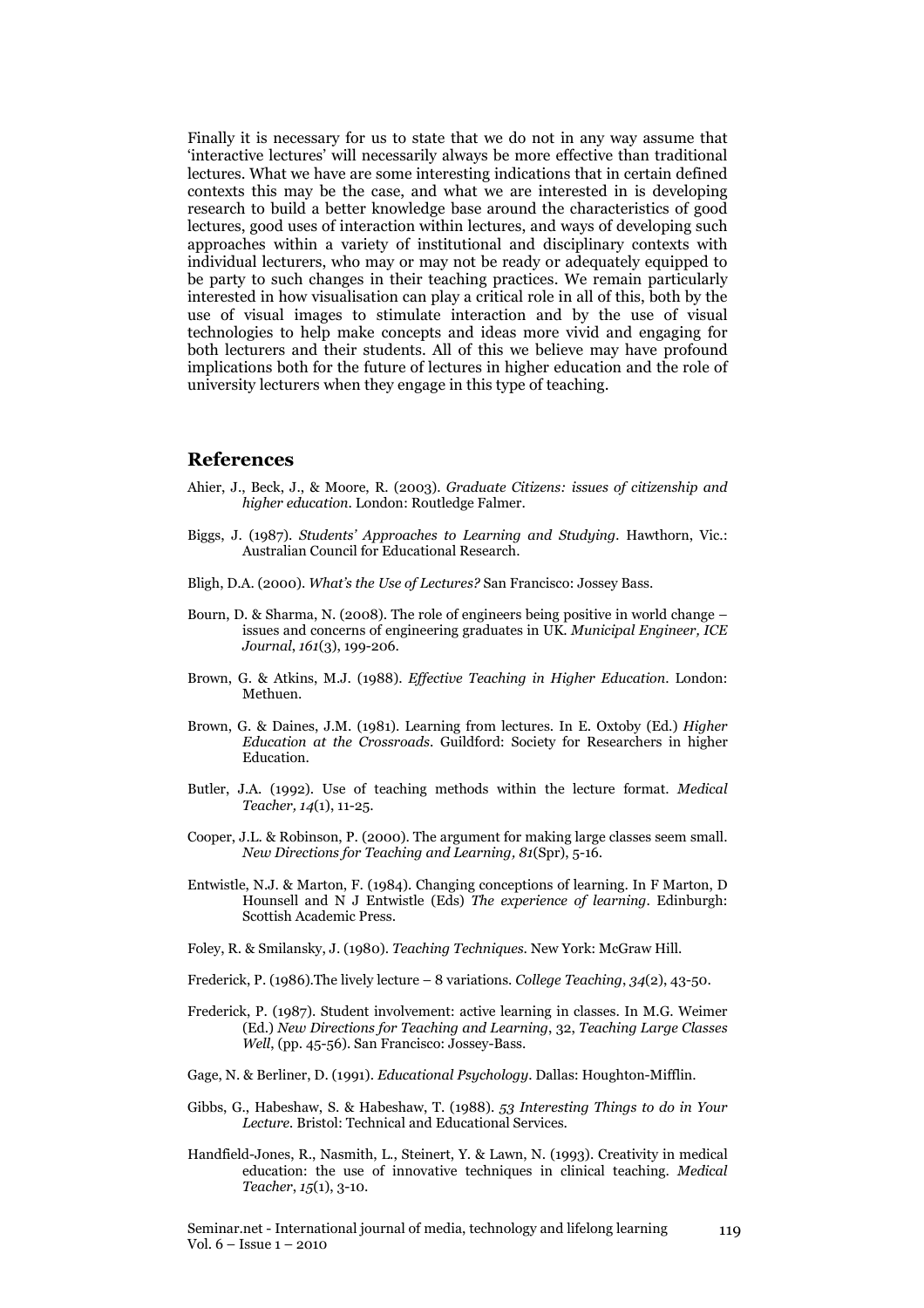Finally it is necessary for us to state that we do not in any way assume that 'interactive lectures' will necessarily always be more effective than traditional lectures. What we have are some interesting indications that in certain defined contexts this may be the case, and what we are interested in is developing research to build a better knowledge base around the characteristics of good lectures, good uses of interaction within lectures, and ways of developing such approaches within a variety of institutional and disciplinary contexts with individual lecturers, who may or may not be ready or adequately equipped to be party to such changes in their teaching practices. We remain particularly interested in how visualisation can play a critical role in all of this, both by the use of visual images to stimulate interaction and by the use of visual technologies to help make concepts and ideas more vivid and engaging for both lecturers and their students. All of this we believe may have profound implications both for the future of lectures in higher education and the role of university lecturers when they engage in this type of teaching.

## References

Ahier, J., Beck, J., & Moore, R. (2003). *Graduate Citizens: issues of citizenship and higher education*. London: Routledge Falmer.

Biggs, J. (1987). *Students' Approaches to Learning and Studying*. Hawthorn, Vic.: Australian Council for Educational Research.

Bligh, D.A. (2000). *What's the Use of Lectures?* San Francisco: Jossey Bass.

Bourn, D. & Sharma, N. (2008). The role of engineers being positive in world change – issues and concerns of engineering graduates in UK. *Municipal Engineer, ICE Journal, 161*(3), 199-206.

Brown, G. & Atkins, M.J. (1988). *Effective Teaching in Higher Education*. London: Methuen.

Brown, G. & Daines, J.M. (1981). Learning from lectures. In E. Oxtoby (Ed.) *Higher Education at the Crossroads*. Guildford: Society for Researchers in higher Education.

Butler, J.A. (1992). Use of teaching methods within the lecture format. *Medical Teacher, 14*(1), 11-25.

Cooper, J.L. & Robinson, P. (2000). The argument for making large classes seem small. *New Directions for Teaching and Learning, 81*(Spr), 5-16.

Entwistle, N.J. & Marton, F. (1984). Changing conceptions of learning. In F Marton, D Hounsell and N J Entwistle (Eds) *The experience of learning*. Edinburgh: Scottish Academic Press.

Foley, R. & Smilansky, J. (1980). *Teaching Techniques*. New York: McGraw Hill.

Frederick, P. (1986).The lively lecture – 8 variations. *College Teaching*, *34*(2), 43-50.

Frederick, P. (1987). Student involvement: active learning in classes. In M.G. Weimer (Ed.) *New Directions for Teaching and Learning*, 32, *Teaching Large Classes Well*, (pp. 45-56). San Francisco: Jossey-Bass.

Gage, N. & Berliner, D. (1991). *Educational Psychology*. Dallas: Houghton-Mifflin.

Gibbs, G., Habeshaw, S. & Habeshaw, T. (1988). *53 Interesting Things to do in Your Lecture*. Bristol: Technical and Educational Services.

Handfield-Jones, R., Nasmith, L., Steinert, Y. & Lawn, N. (1993). Creativity in medical education: the use of innovative techniques in clinical teaching. *Medical Teacher*, *15*(1), 3-10.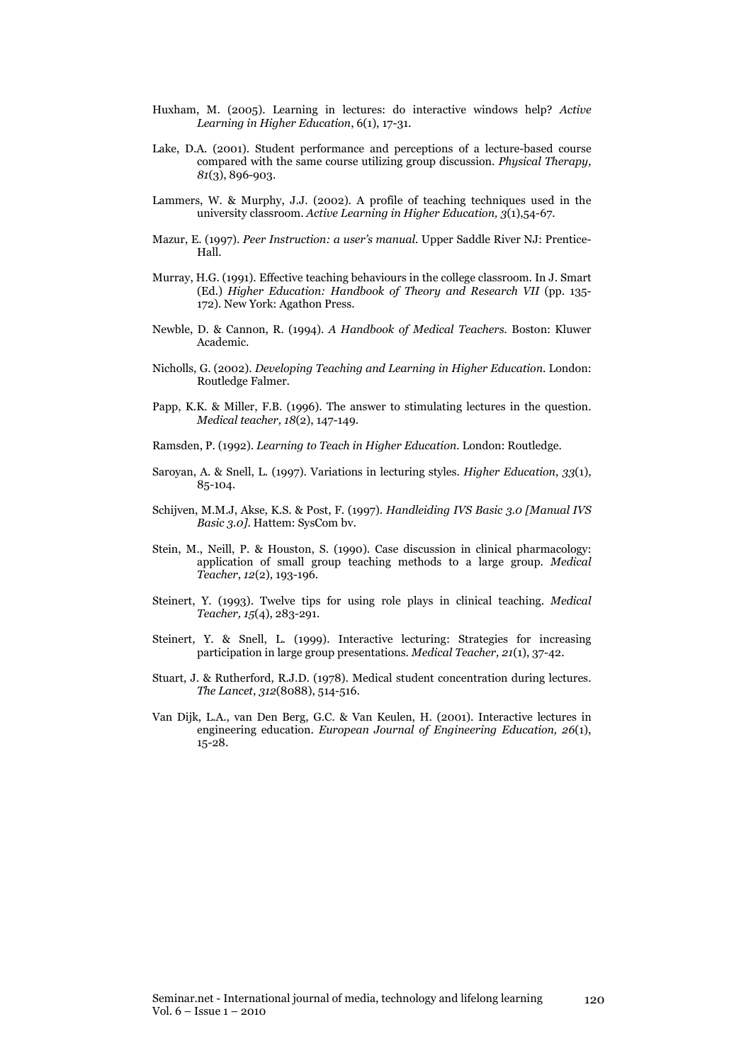Huxham, M. (2005). Learning in lectures: do interactive windows help? *Active Learning in Higher Education*, 6(1), 17-31.

Lake, D.A. (2001). Student performance and perceptions of a lecture-based course compared with the same course utilizing group discussion. *Physical Therapy, 81*(3), 896-903.

Lammers, W. & Murphy, J.J. (2002). A profile of teaching techniques used in the university classroom. *Active Learning in Higher Education, 3*(1),54-67.

Mazur, E. (1997). *Peer Instruction: a user's manual.* Upper Saddle River NJ: Prentice-Hall.

Murray, H.G. (1991). Effective teaching behaviours in the college classroom. In J. Smart (Ed.) *Higher Education: Handbook of Theory and Research VII* (pp. 135-172). New York: Agathon Press.

Newble, D. & Cannon, R. (1994). *A Handbook of Medical Teachers.* Boston: Kluwer Academic.

Nicholls, G. (2002). *Developing Teaching and Learning in Higher Education.* London: Routledge Falmer.

Papp, K.K. & Miller, F.B. (1996). The answer to stimulating lectures in the question. *Medical teacher, 18*(2), 147-149.

Ramsden, P. (1992). *Learning to Teach in Higher Education.* London: Routledge.

Saroyan, A. & Snell, L. (1997). Variations in lecturing styles. *Higher Education*, *33*(1), 85-104.

Schijven, M.M.J, Akse, K.S. & Post, F. (1997). *Handleiding IVS Basic 3.0 [Manual IVS Basic 3.0].* Hattem: SysCom bv.

Stein, M., Neill, P. & Houston, S. (1990). Case discussion in clinical pharmacology: application of small group teaching methods to a large group. *Medical Teacher*, *12*(2), 193-196.

Steinert, Y. (1993). Twelve tips for using role plays in clinical teaching. *Medical Teacher, 15*(4), 283-291.

Steinert, Y. & Snell, L. (1999). Interactive lecturing: Strategies for increasing participation in large group presentations. *Medical Teacher, 21*(1), 37-42.

Stuart, J. & Rutherford, R.J.D. (1978). Medical student concentration during lectures. *The Lancet*, *312*(8088), 514-516.

Van Dijk, L.A., van Den Berg, G.C. & Van Keulen, H. (2001). Interactive lectures in engineering education. *European Journal of Engineering Education, 26*(1), 15-28.